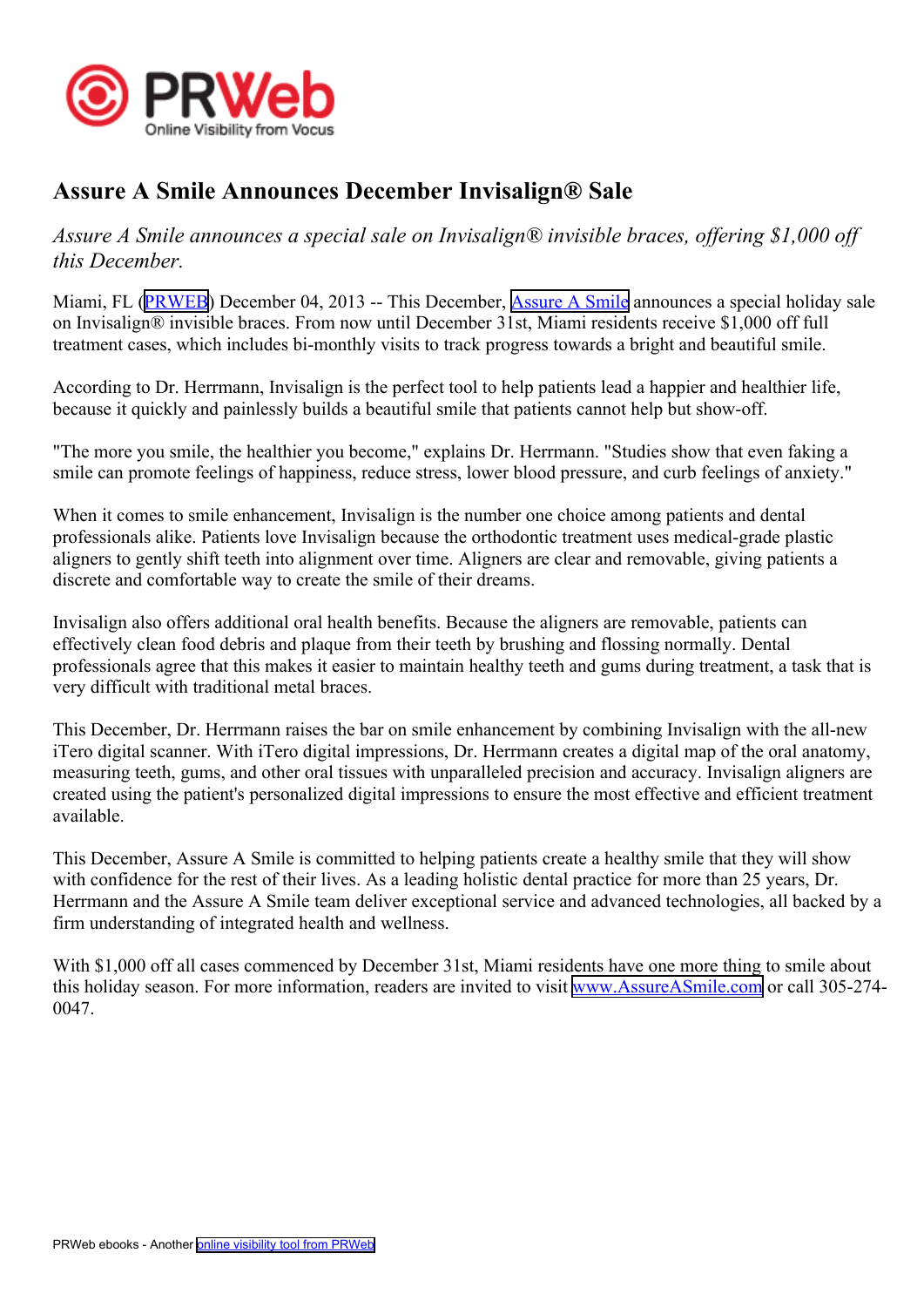# Assure A Smile Announces December Invisalign® Sale

*Assure A Smile announces a special sale on Invisalign® invisible braces, offering $1,000 off this December.*

Miami, FL (PRWEB) December 04, 2013 -- This December, Assure A Smile announces a special holiday sale on Invisalign® invisible braces. From now until December 31st, Miami residents receive $1,000 off full treatment cases, which includes bi-monthly visits to track progress towards a bright and beautiful smile.

According to Dr. Herrmann, Invisalign is the perfect tool to help patients lead a happier and healthier life, because it quickly and painlessly builds a beautiful smile that patients cannot help but show-off.

"The more you smile, the healthier you become," explains Dr. Herrmann. "Studies show that even faking a smile can promote feelings of happiness, reduce stress, lower blood pressure, and curb feelings of anxiety."

When it comes to smile enhancement, Invisalign is the number one choice among patients and dental professionals alike. Patients love Invisalign because the orthodontic treatment uses medical-grade plastic aligners to gently shift teeth into alignment over time. Aligners are clear and removable, giving patients a discrete and comfortable way to create the smile of their dreams.

Invisalign also offers additional oral health benefits. Because the aligners are removable, patients can effectively clean food debris and plaque from their teeth by brushing and flossing normally. Dental professionals agree that this makes it easier to maintain healthy teeth and gums during treatment, a task that is very difficult with traditional metal braces.

This December, Dr. Herrmann raises the bar on smile enhancement by combining Invisalign with the all-new iTero digital scanner. With iTero digital impressions, Dr. Herrmann creates a digital map of the oral anatomy, measuring teeth, gums, and other oral tissues with unparalleled precision and accuracy. Invisalign aligners are created using the patient's personalized digital impressions to ensure the most effective and efficient treatment available.

This December, Assure A Smile is committed to helping patients create a healthy smile that they will show with confidence for the rest of their lives. As a leading holistic dental practice for more than 25 years, Dr. Herrmann and the Assure A Smile team deliver exceptional service and advanced technologies, all backed by a firm understanding of integrated health and wellness.

With $1,000 off all cases commenced by December 31st, Miami residents have one more thing to smile about this holiday season. For more information, readers are invited to visit www.AssureASmile.com or call 305-274-0047.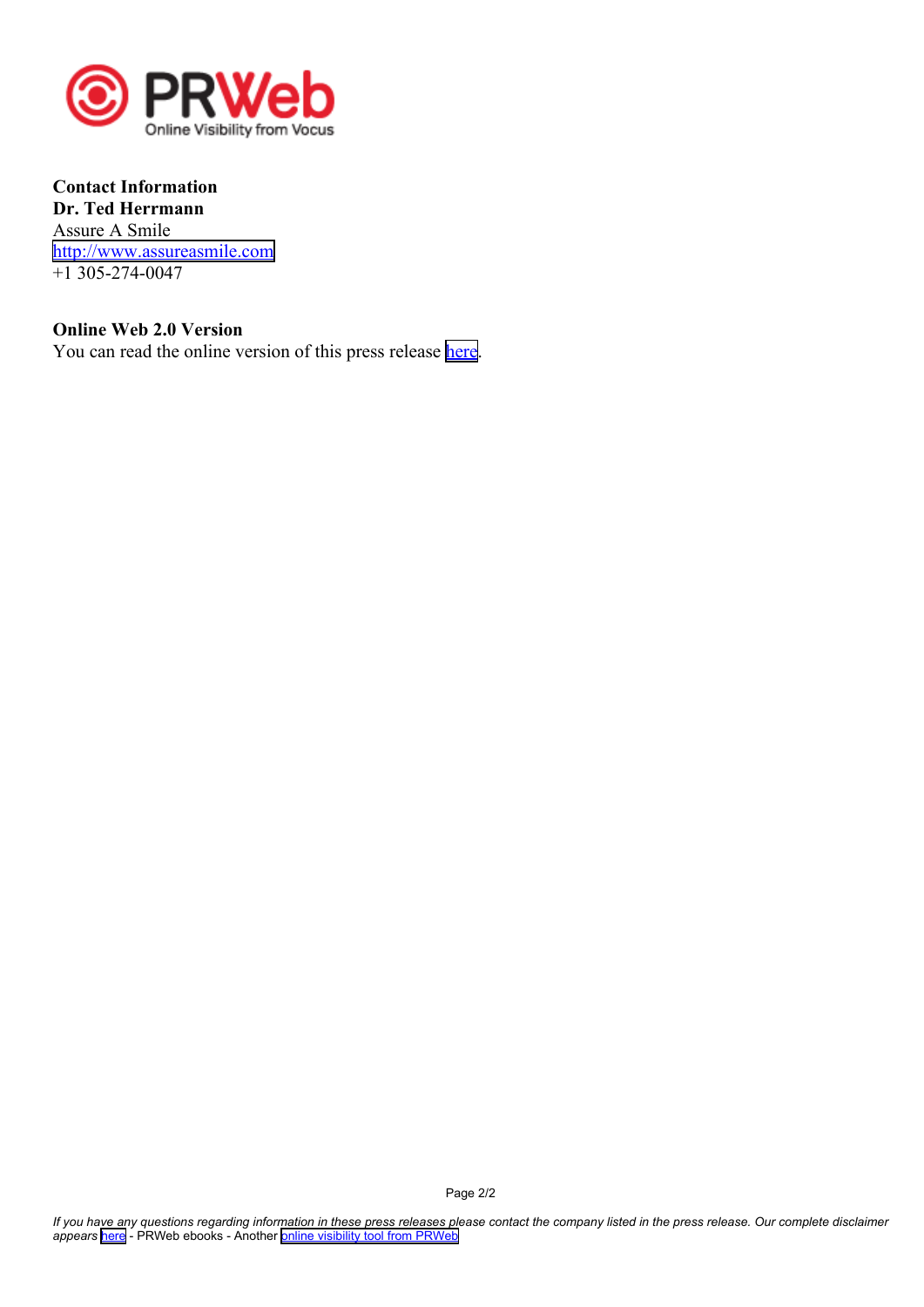**Contact Information**
**Dr. Ted Herrmann**
Assure A Smile
http://www.assureasmile.com
+1 305-274-0047

**Online Web 2.0 Version**
You can read the online version of this press release here.

*If you have any questions regarding information in these press releases please contact the company listed in the press release. Our complete disclaimer appears here* - PRWeb ebooks - Another online visibility tool from PRWeb